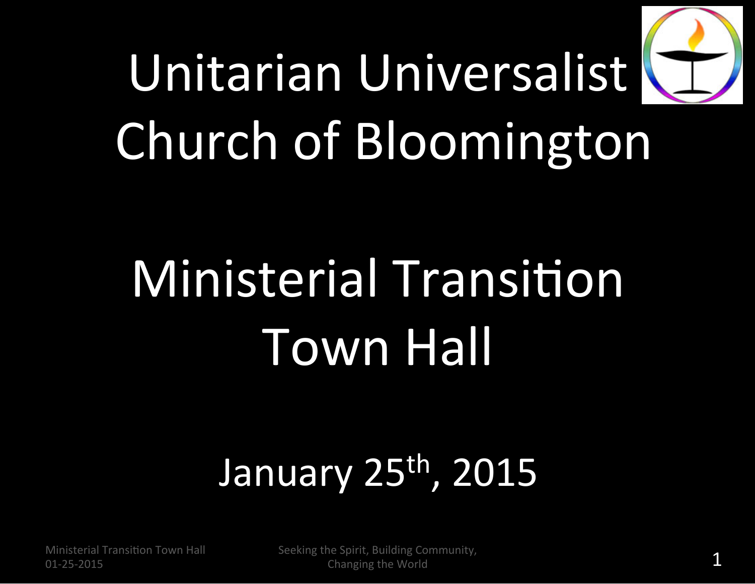# Unitarian Universalist Church of Bloomington

# Ministerial Transition Town Hall

## January 25th, 2015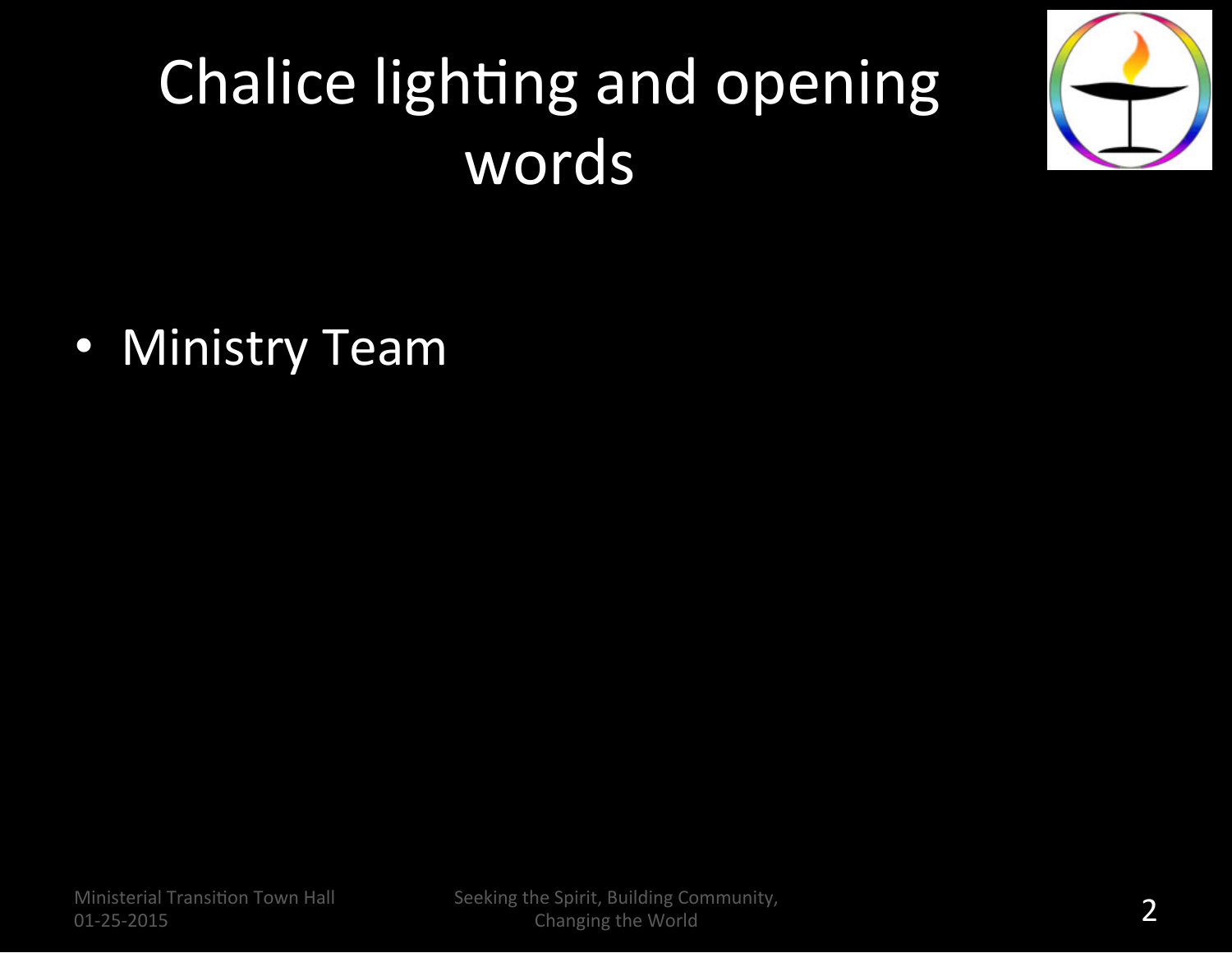# Chalice lighting and opening words

- Ministry Team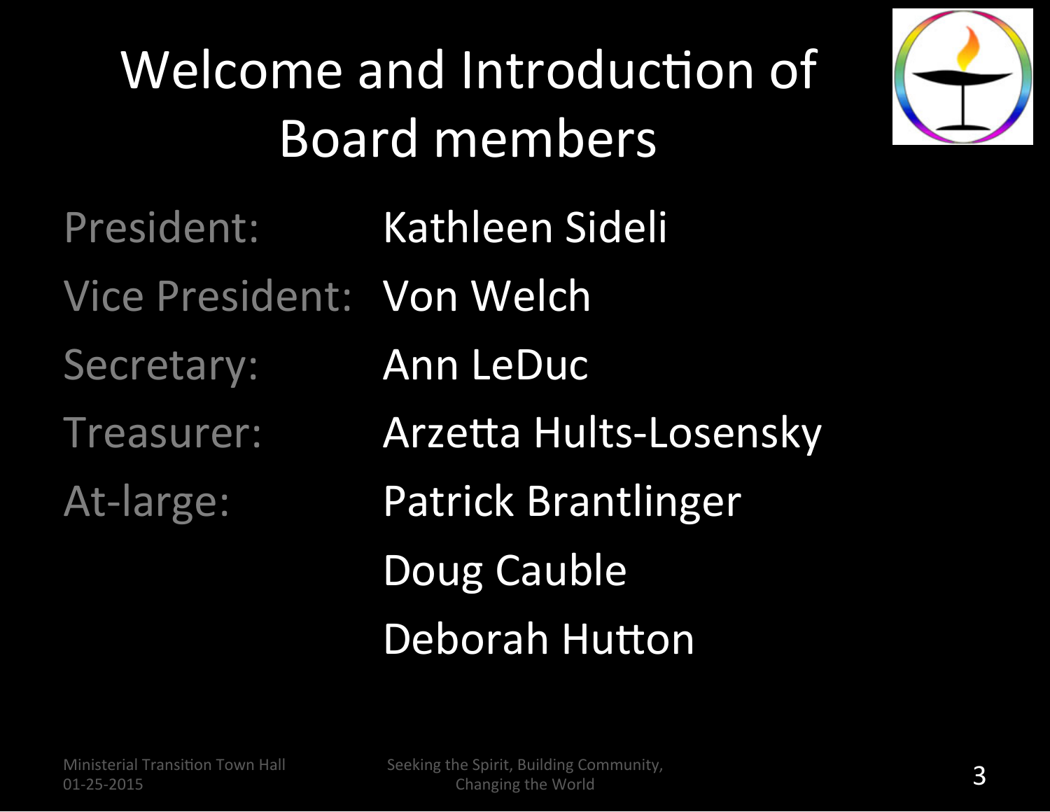# Welcome and Introduction of Board members

| | |
|---|---|
| President: | Kathleen Sideli |
| Vice President: | Von Welch |
| Secretary: | Ann LeDuc |
| Treasurer: | Arzetta Hults-Losensky |
| At-large: | Patrick Brantlinger |
| | Doug Cauble |
| | Deborah Hutton |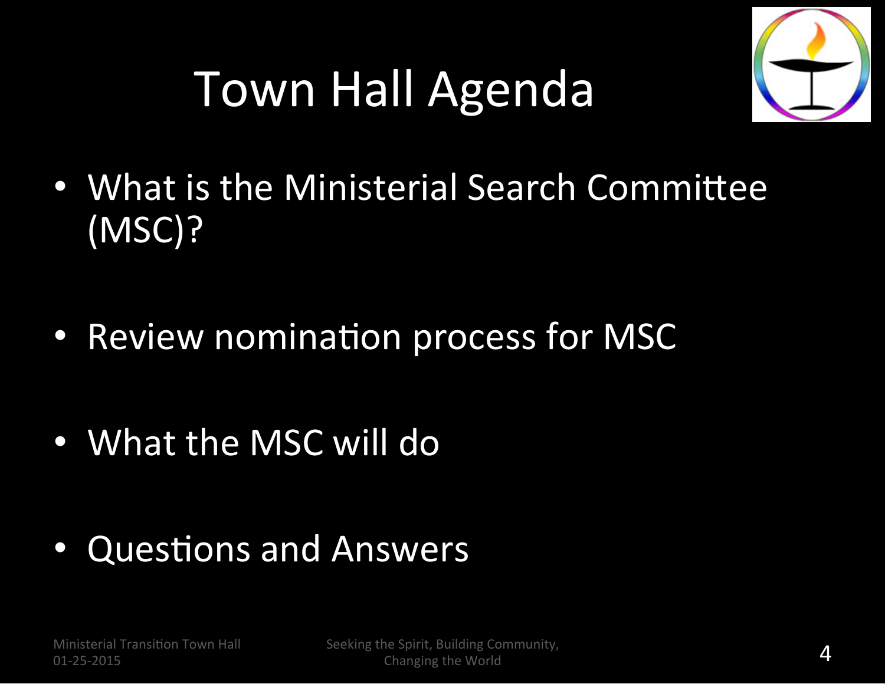# Town Hall Agenda

- What is the Ministerial Search Committee (MSC)?
- Review nomination process for MSC
- What the MSC will do
- Questions and Answers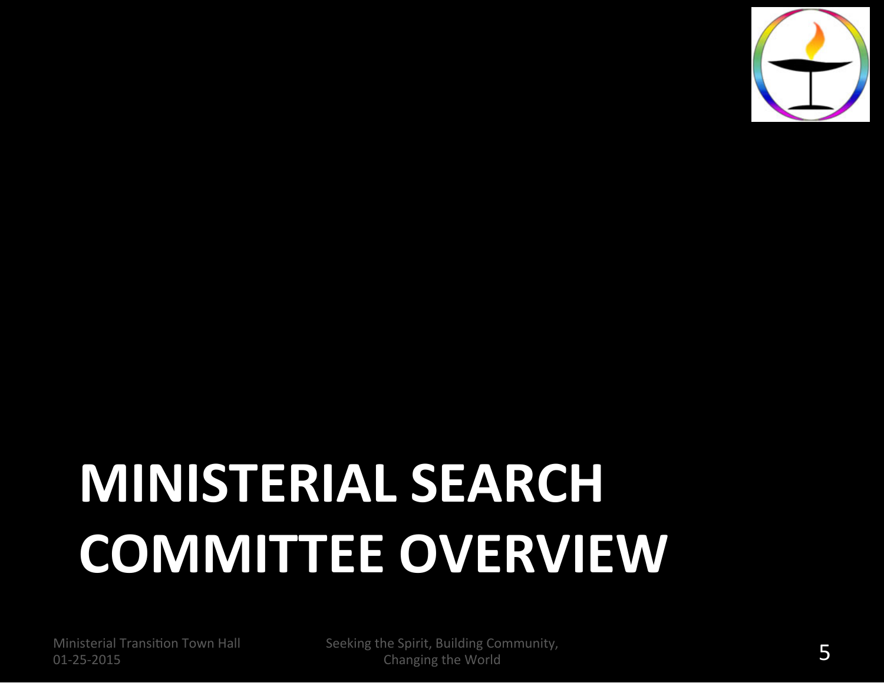# MINISTERIAL SEARCH COMMITTEE OVERVIEW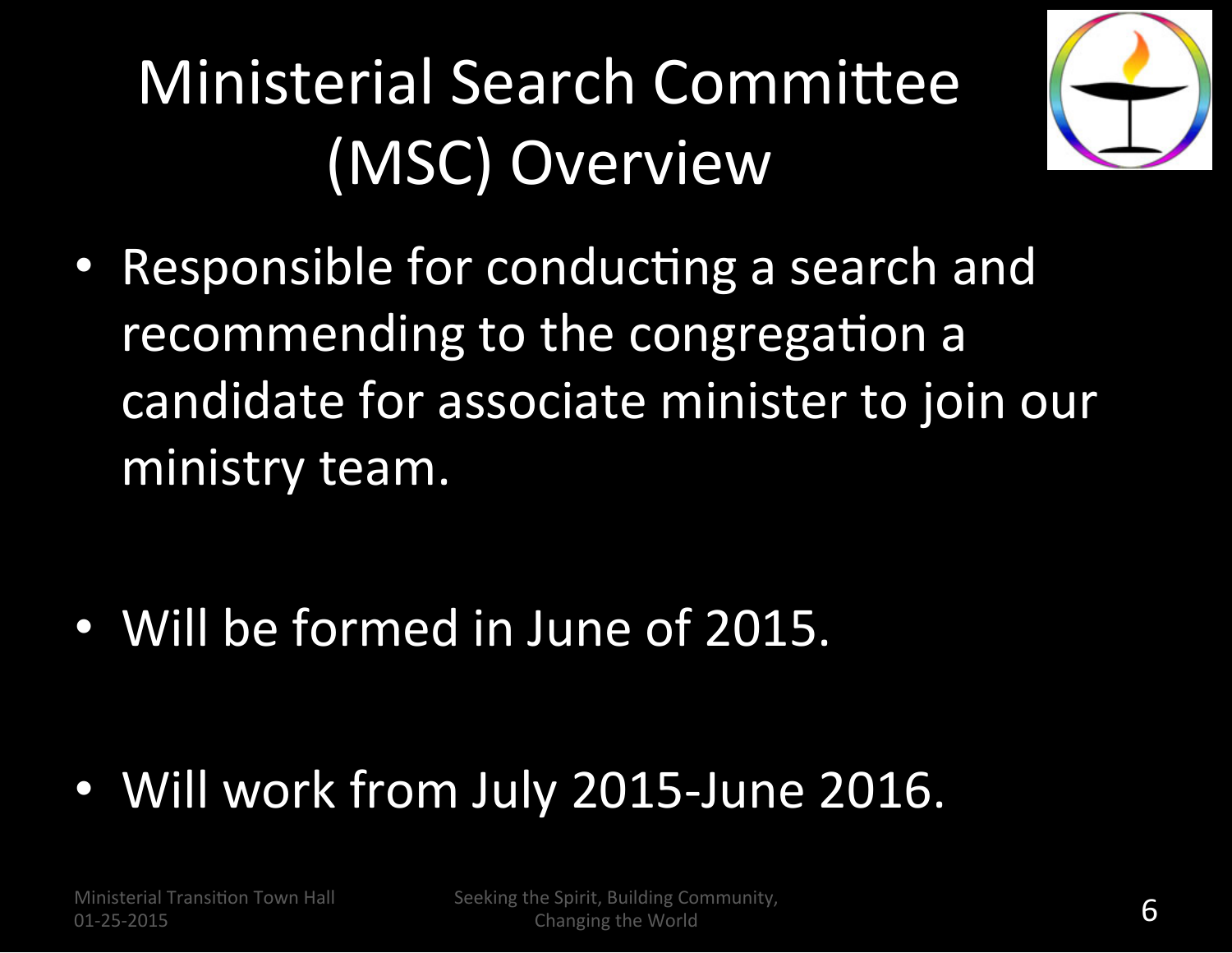# Ministerial Search Committee (MSC) Overview

- Responsible for conducting a search and recommending to the congregation a candidate for associate minister to join our ministry team.

- Will be formed in June of 2015.

- Will work from July 2015-June 2016.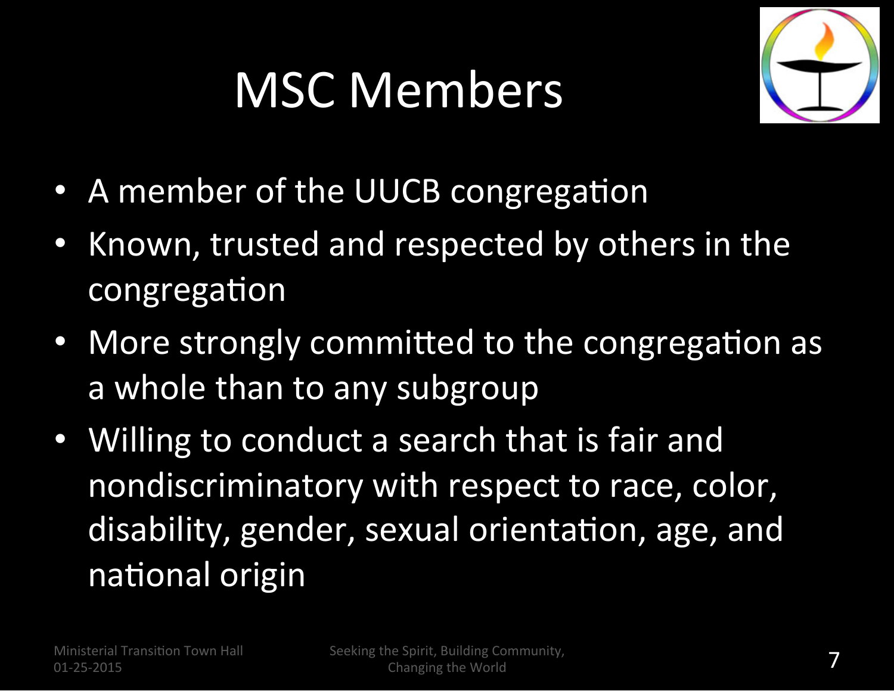# MSC Members

- A member of the UUCB congregation
- Known, trusted and respected by others in the congregation
- More strongly committed to the congregation as a whole than to any subgroup
- Willing to conduct a search that is fair and nondiscriminatory with respect to race, color, disability, gender, sexual orientation, age, and national origin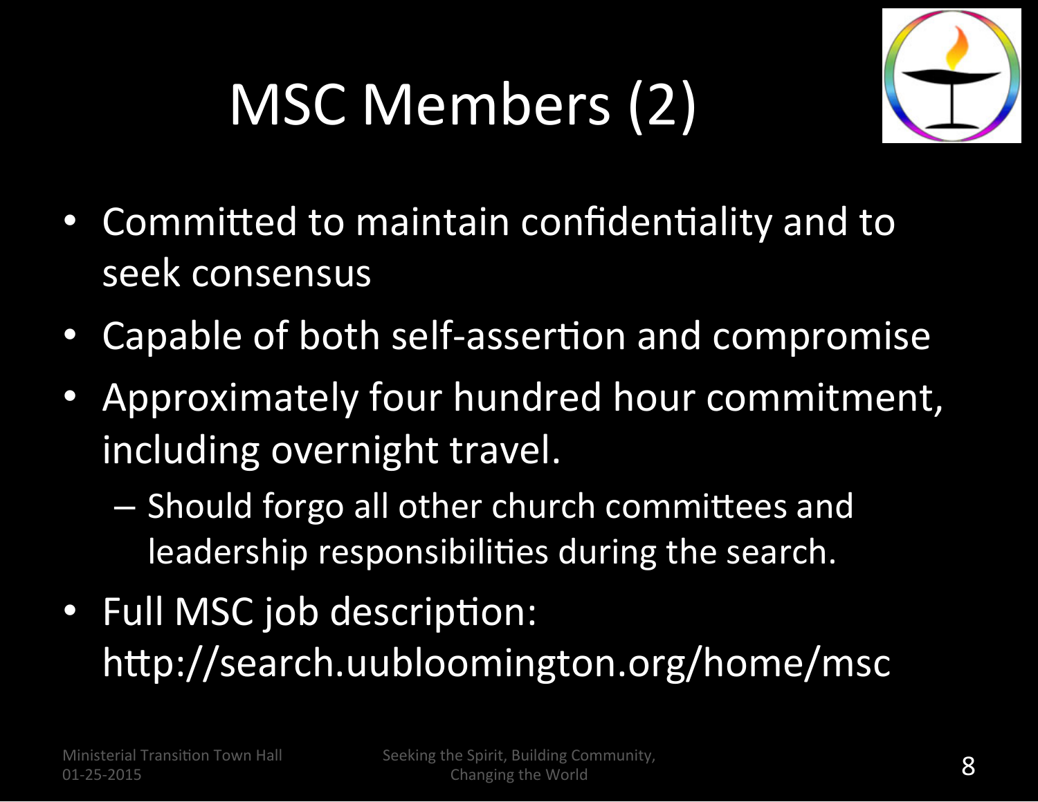# MSC Members (2)

- Committed to maintain confidentiality and to seek consensus
- Capable of both self-assertion and compromise
- Approximately four hundred hour commitment, including overnight travel.
  - Should forgo all other church committees and leadership responsibilities during the search.
- Full MSC job description: http://search.uubloomington.org/home/msc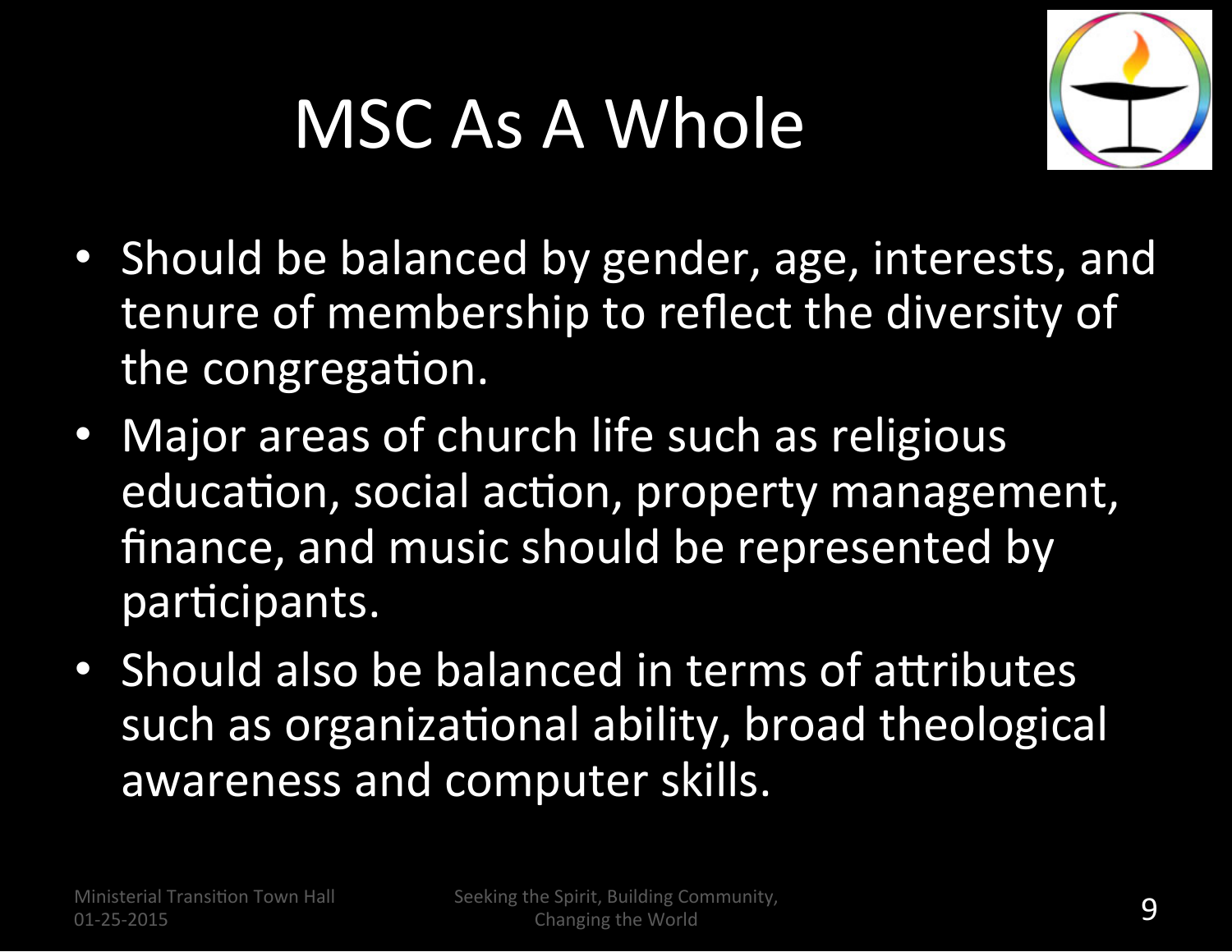# MSC As A Whole

- Should be balanced by gender, age, interests, and tenure of membership to reflect the diversity of the congregation.
- Major areas of church life such as religious education, social action, property management, finance, and music should be represented by participants.
- Should also be balanced in terms of attributes such as organizational ability, broad theological awareness and computer skills.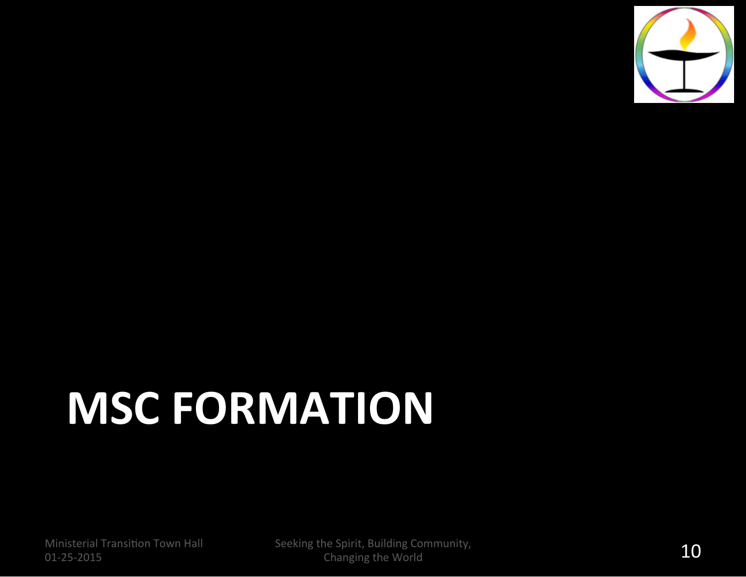# MSC FORMATION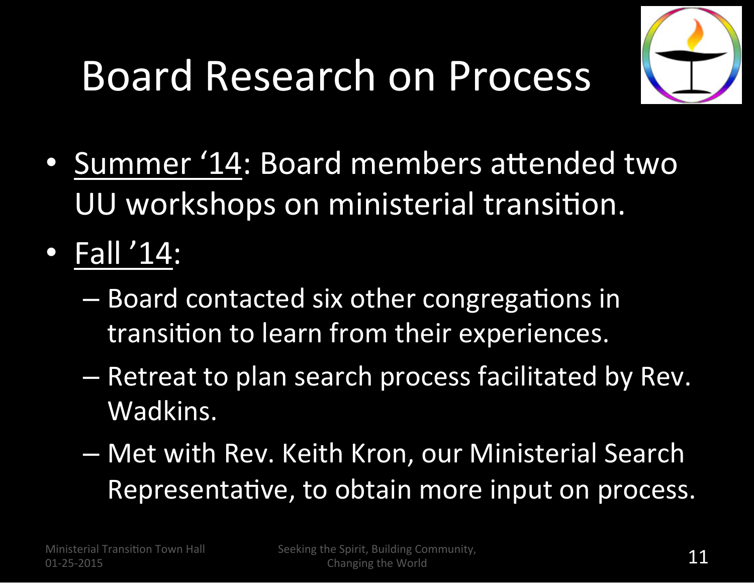# Board Research on Process

- Summer '14: Board members attended two UU workshops on ministerial transition.
- Fall '14:
  - Board contacted six other congregations in transition to learn from their experiences.
  - Retreat to plan search process facilitated by Rev. Wadkins.
  - Met with Rev. Keith Kron, our Ministerial Search Representative, to obtain more input on process.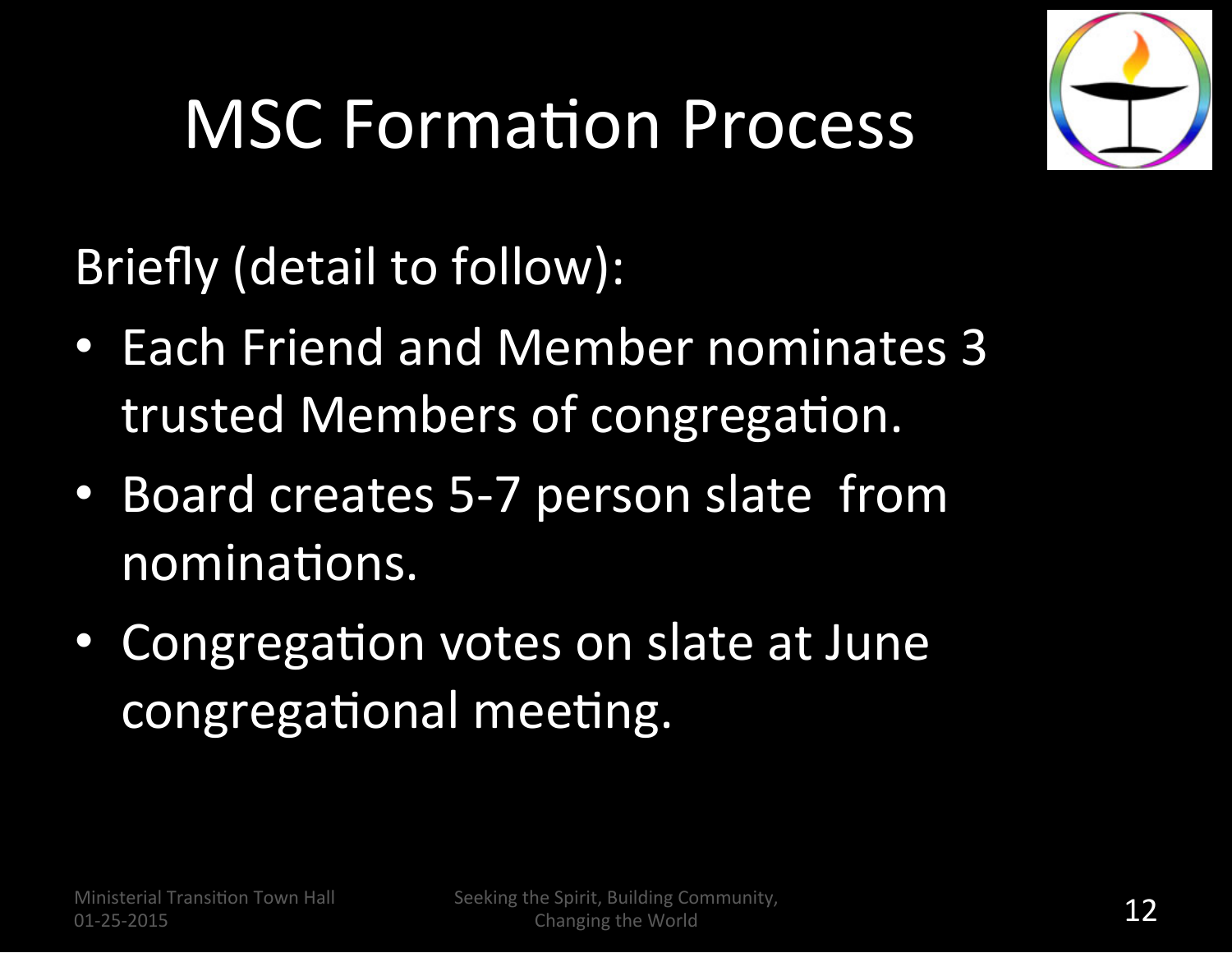# MSC Formation Process

Briefly (detail to follow):

- Each Friend and Member nominates 3 trusted Members of congregation.
- Board creates 5-7 person slate from nominations.
- Congregation votes on slate at June congregational meeting.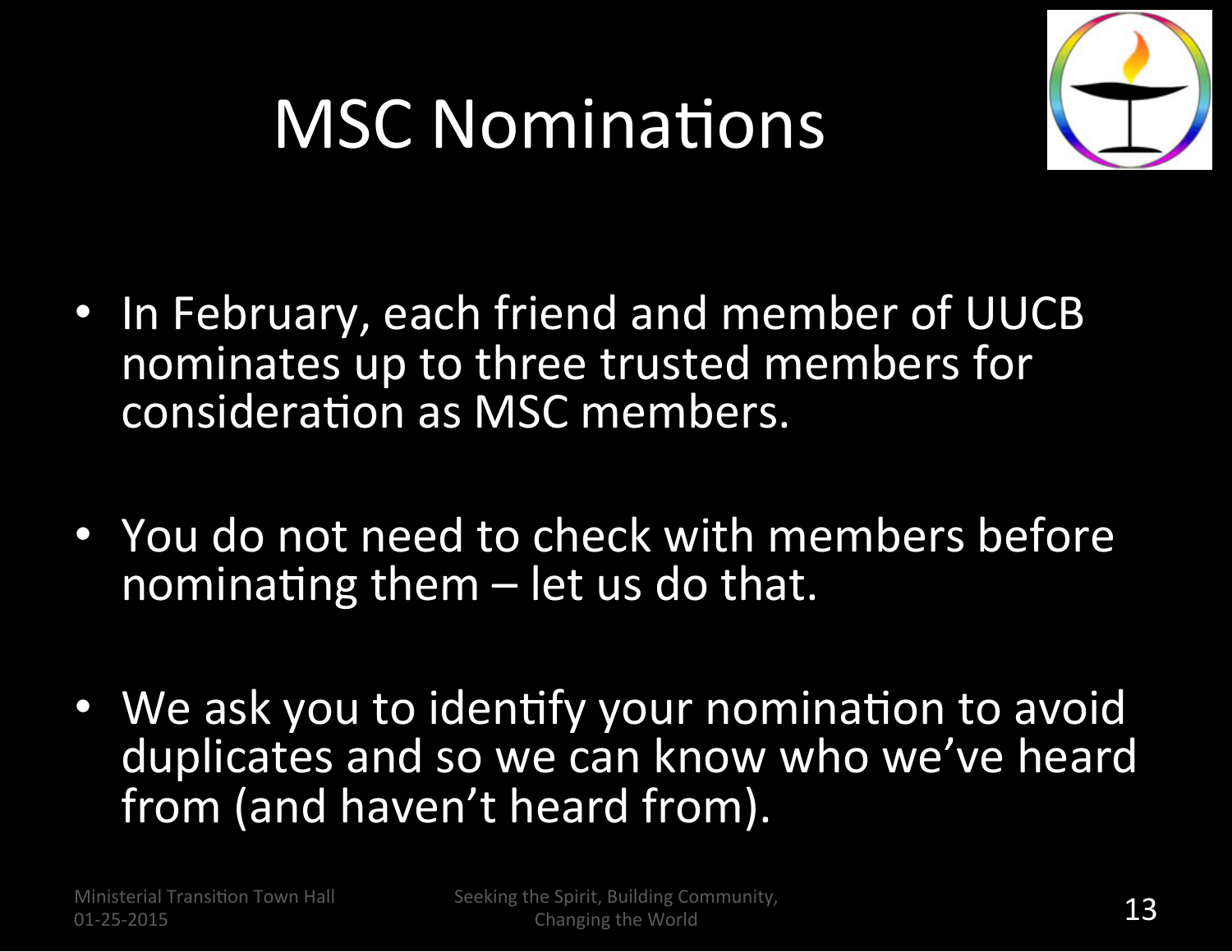# MSC Nominations

- In February, each friend and member of UUCB nominates up to three trusted members for consideration as MSC members.
- You do not need to check with members before nominating them – let us do that.
- We ask you to identify your nomination to avoid duplicates and so we can know who we've heard from (and haven't heard from).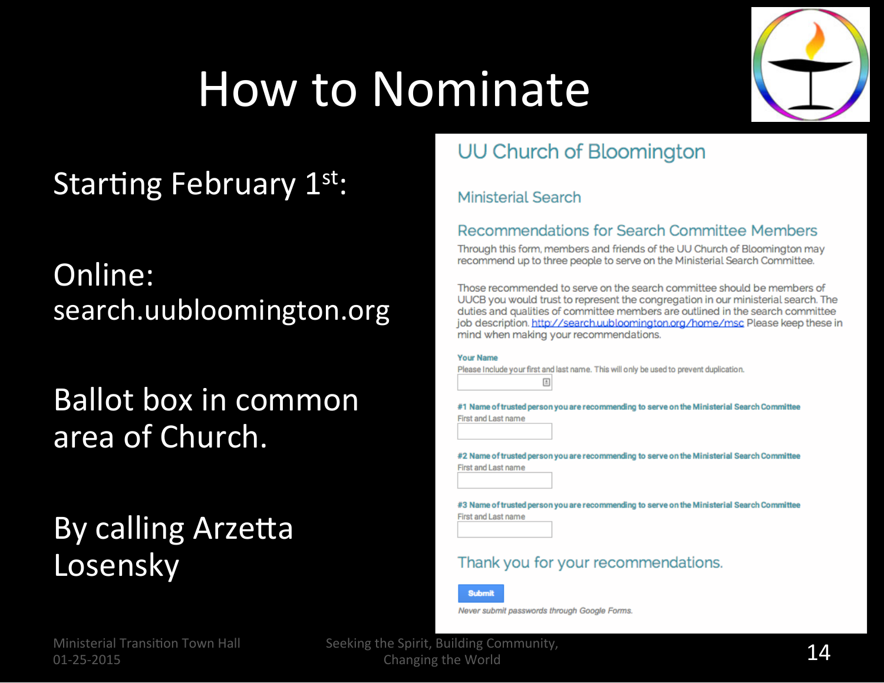# How to Nominate

Starting February 1st:

Online: search.uubloomington.org

Ballot box in common area of Church.

By calling Arzetta Losensky

## UU Church of Bloomington

### Ministerial Search

### Recommendations for Search Committee Members

Through this form, members and friends of the UU Church of Bloomington may recommend up to three people to serve on the Ministerial Search Committee.

Those recommended to serve on the search committee should be members of UUCB you would trust to represent the congregation in our ministerial search. The duties and qualities of committee members are outlined in the search committee job description. http://search.uubloomington.org/home/msc Please keep these in mind when making your recommendations.

**Your Name**
Please Include your first and last name. This will only be used to prevent duplication.

**#1 Name of trusted person you are recommending to serve on the Ministerial Search Committee**
First and Last name

**#2 Name of trusted person you are recommending to serve on the Ministerial Search Committee**
First and Last name

**#3 Name of trusted person you are recommending to serve on the Ministerial Search Committee**
First and Last name

Thank you for your recommendations.

Submit

*Never submit passwords through Google Forms.*

Ministerial Transition Town Hall 01-25-2015

Seeking the Spirit, Building Community, Changing the World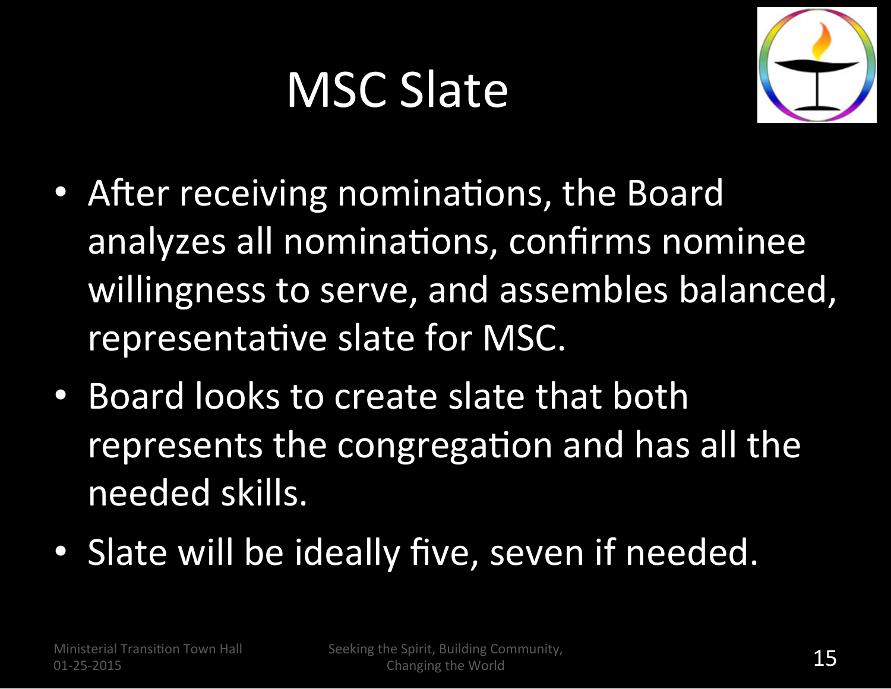# MSC Slate

- After receiving nominations, the Board analyzes all nominations, confirms nominee willingness to serve, and assembles balanced, representative slate for MSC.
- Board looks to create slate that both represents the congregation and has all the needed skills.
- Slate will be ideally five, seven if needed.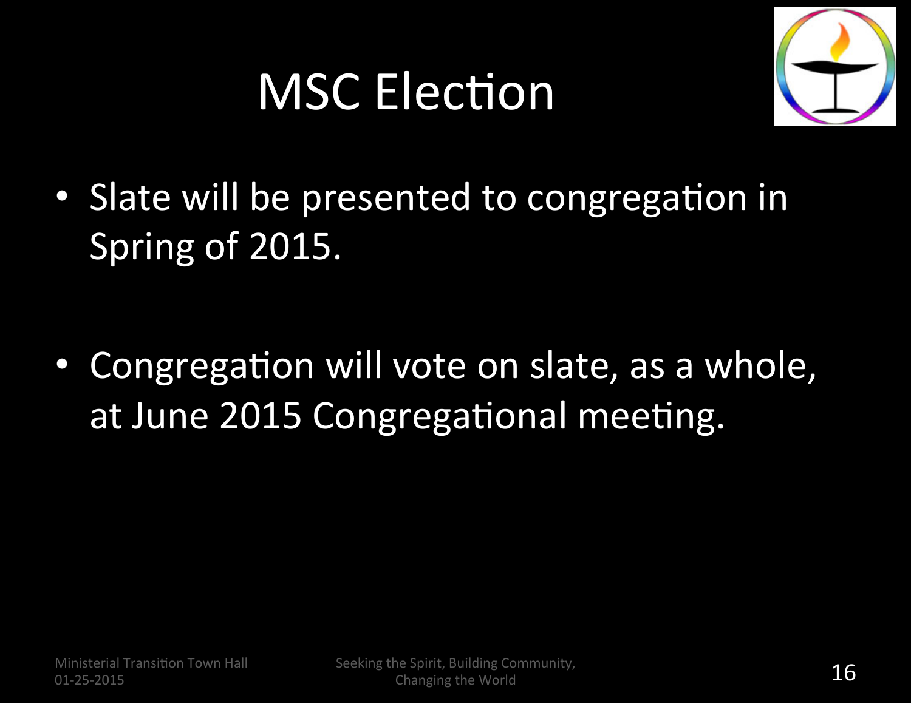# MSC Election

- Slate will be presented to congregation in Spring of 2015.

- Congregation will vote on slate, as a whole, at June 2015 Congregational meeting.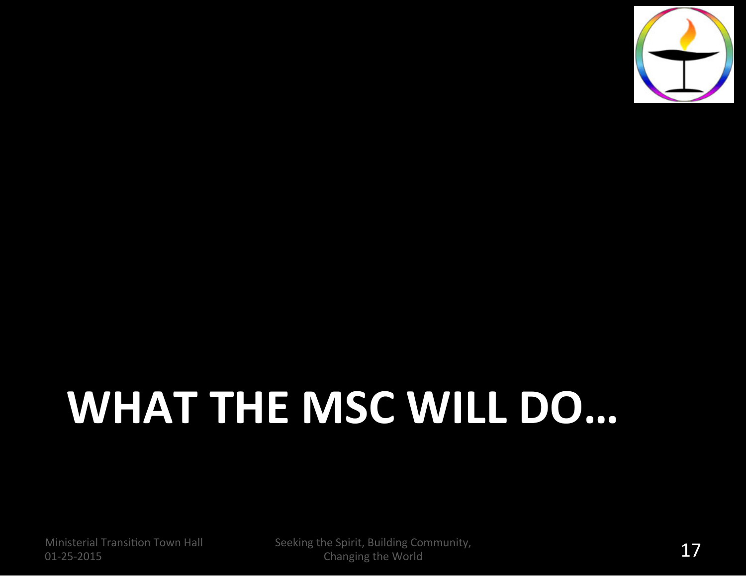# WHAT THE MSC WILL DO…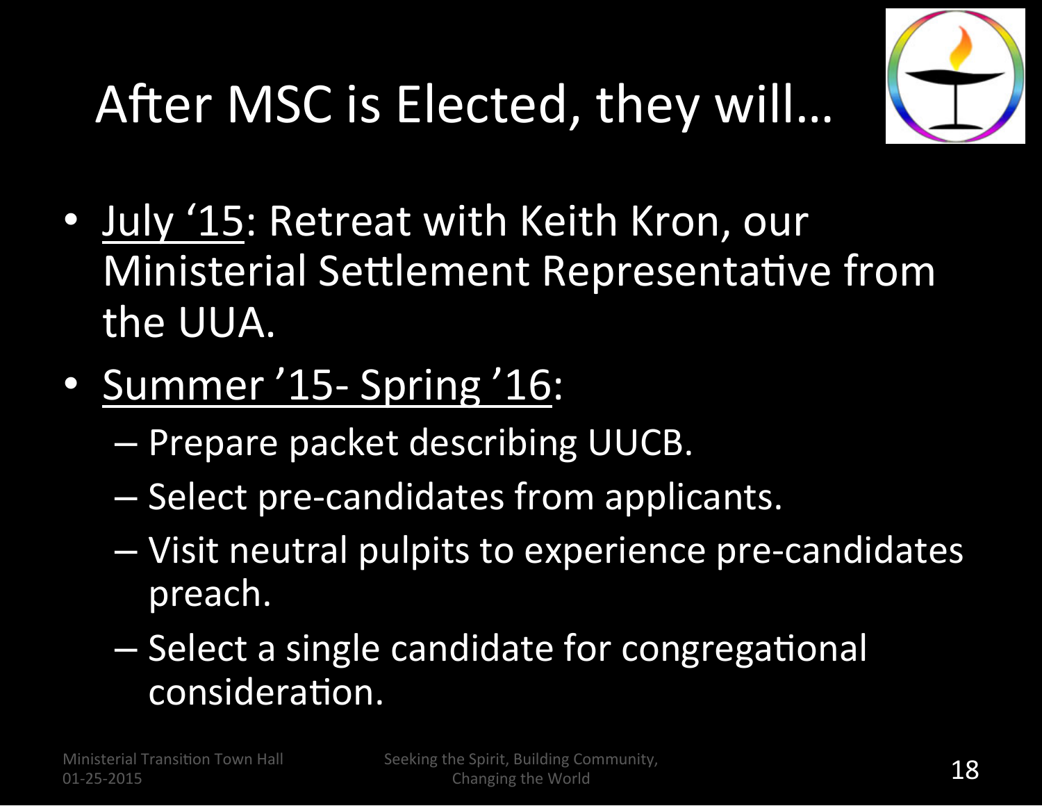# After MSC is Elected, they will…

- July '15: Retreat with Keith Kron, our Ministerial Settlement Representative from the UUA.
- Summer '15- Spring '16:
  - Prepare packet describing UUCB.
  - Select pre-candidates from applicants.
  - Visit neutral pulpits to experience pre-candidates preach.
  - Select a single candidate for congregational consideration.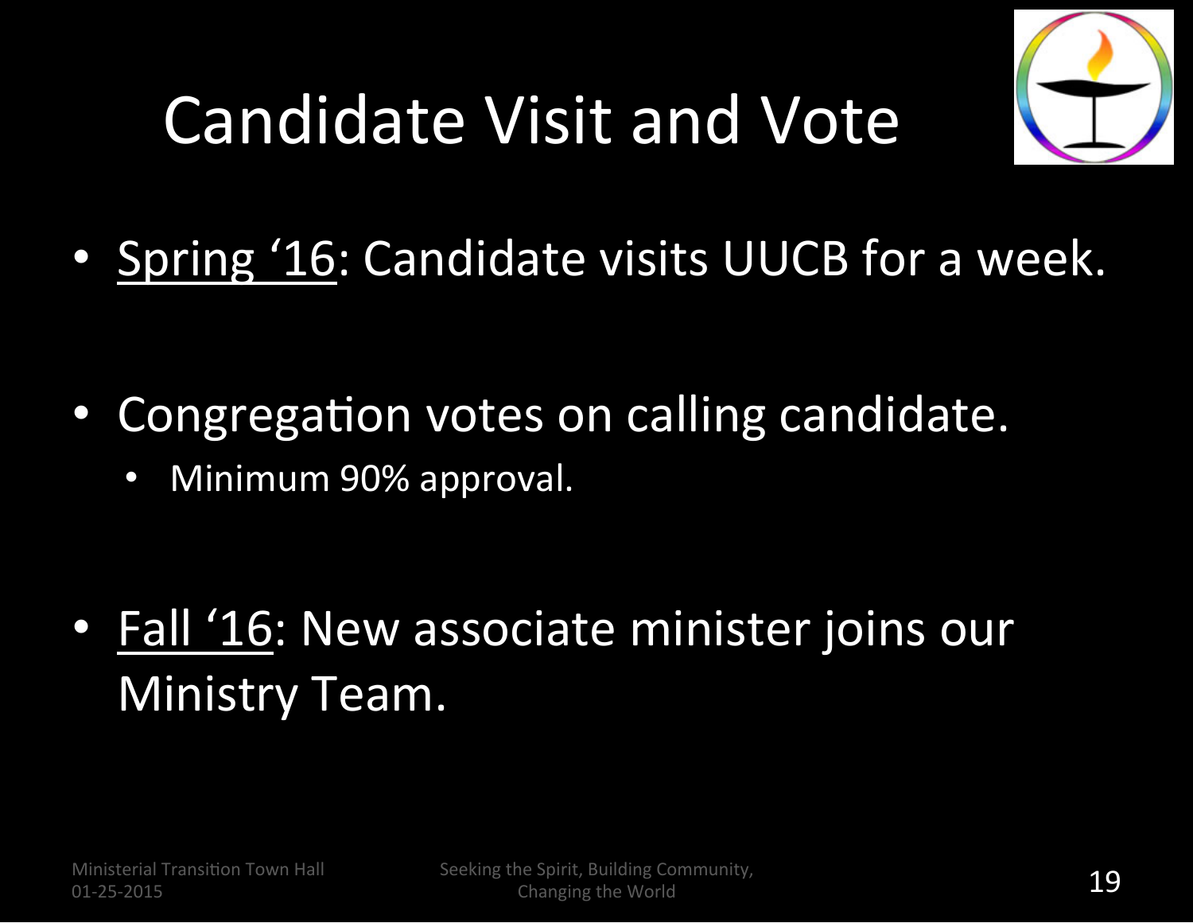# Candidate Visit and Vote

- <u>Spring '16</u>: Candidate visits UUCB for a week.

- Congregation votes on calling candidate.
  - Minimum 90% approval.

- <u>Fall '16</u>: New associate minister joins our Ministry Team.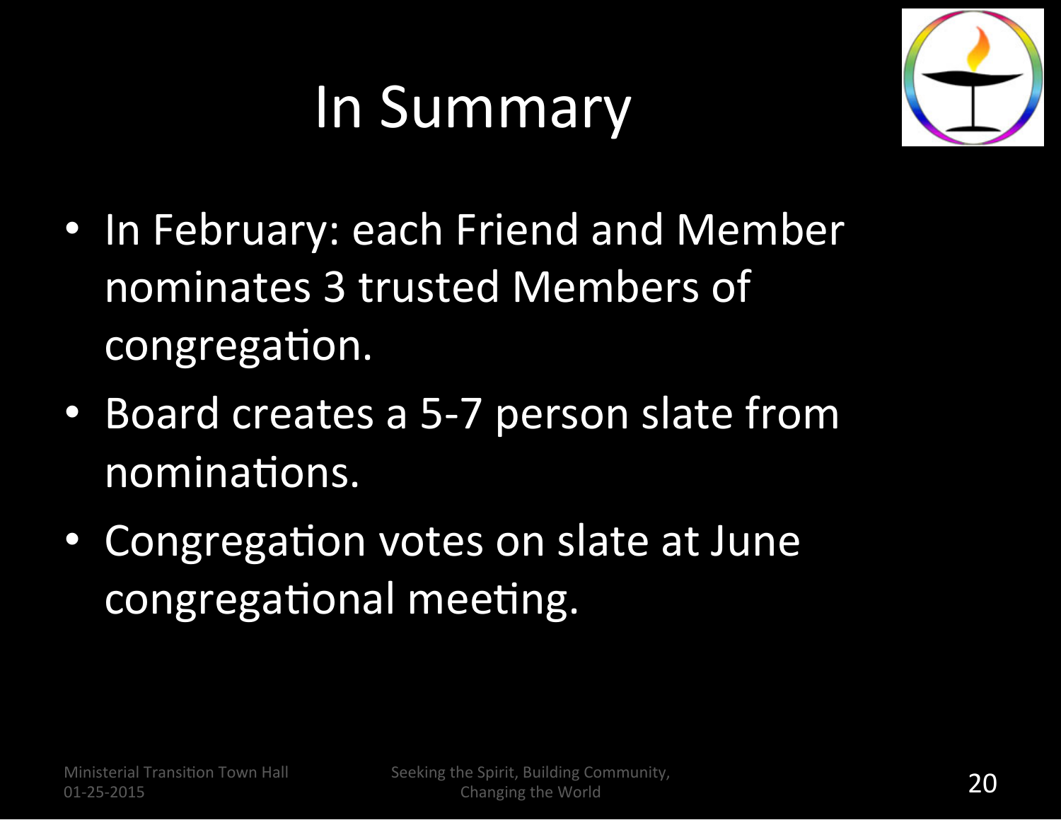# In Summary

- In February: each Friend and Member nominates 3 trusted Members of congregation.
- Board creates a 5-7 person slate from nominations.
- Congregation votes on slate at June congregational meeting.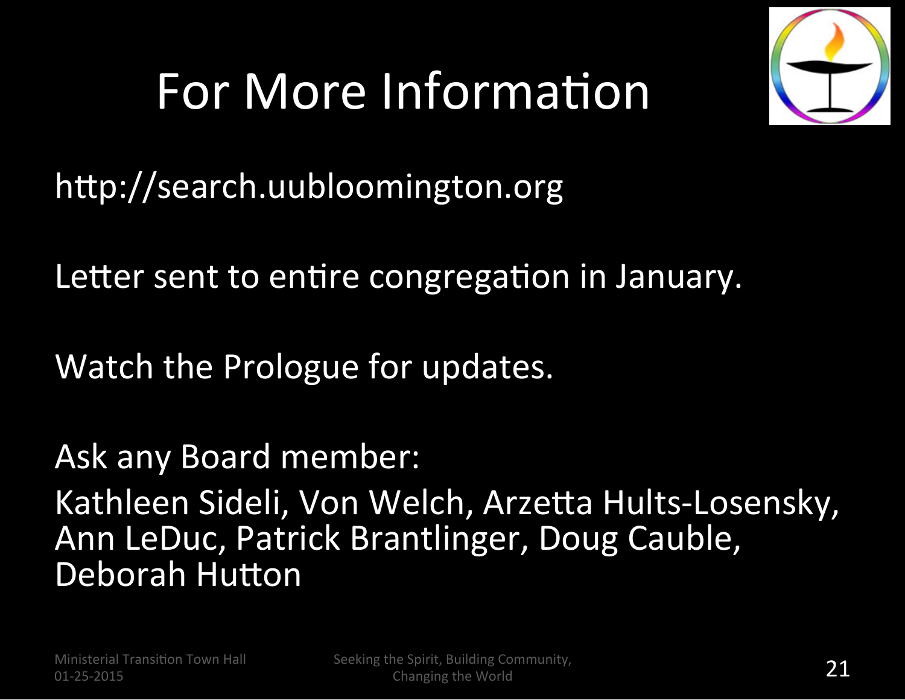# For More Information

http://search.uubloomington.org

Letter sent to entire congregation in January.

Watch the Prologue for updates.

Ask any Board member:

Kathleen Sideli, Von Welch, Arzetta Hults-Losensky, Ann LeDuc, Patrick Brantlinger, Doug Cauble, Deborah Hutton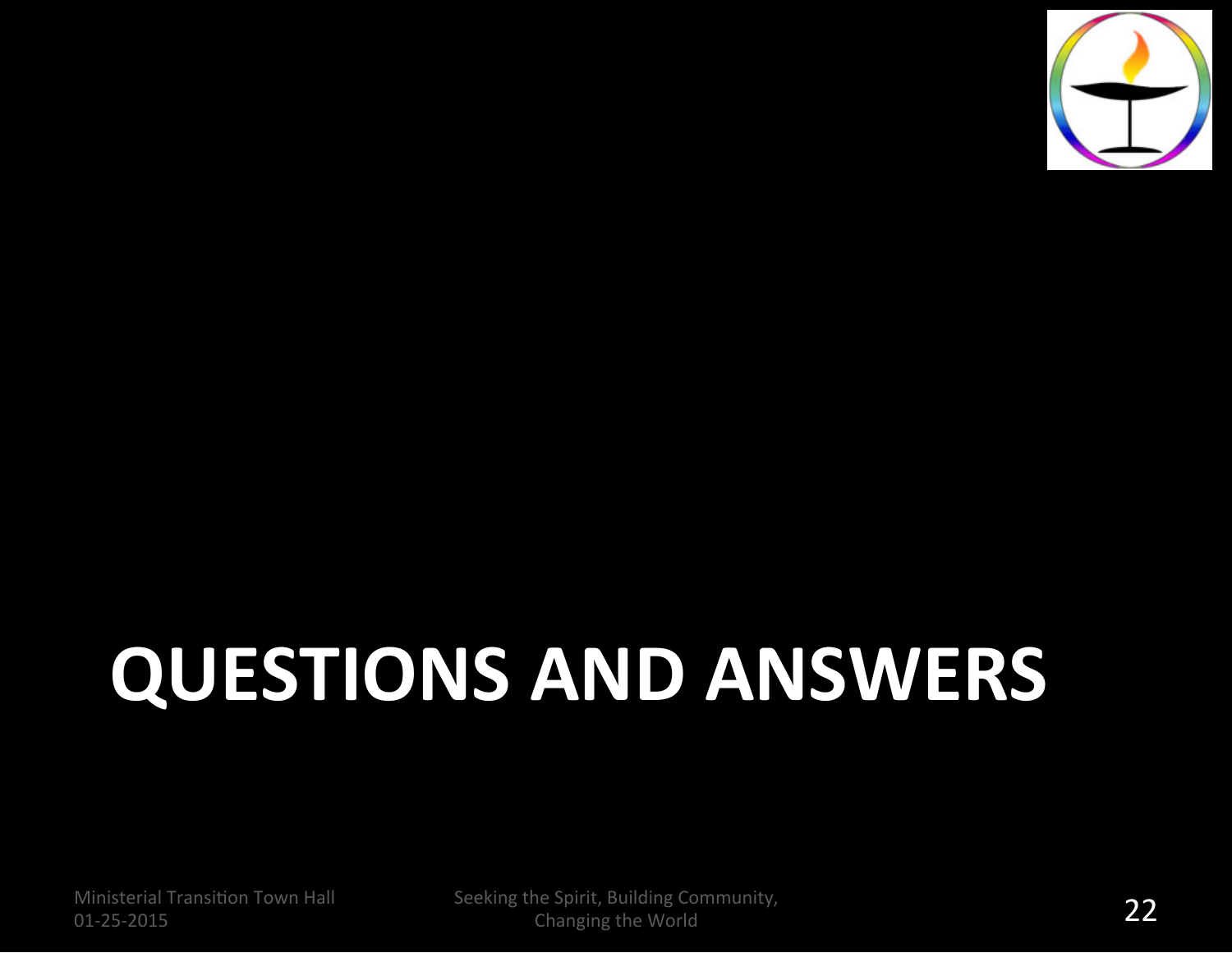# QUESTIONS AND ANSWERS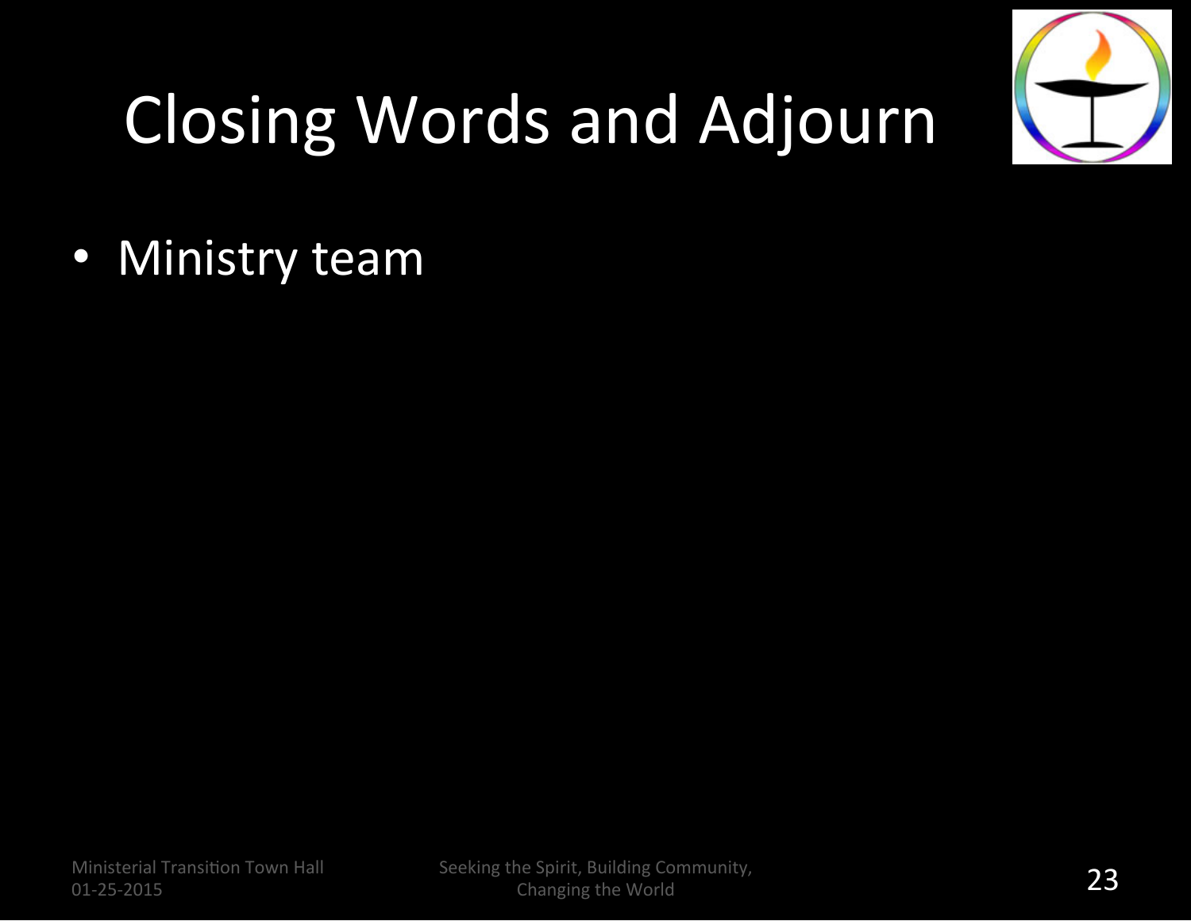# Closing Words and Adjourn

- Ministry team